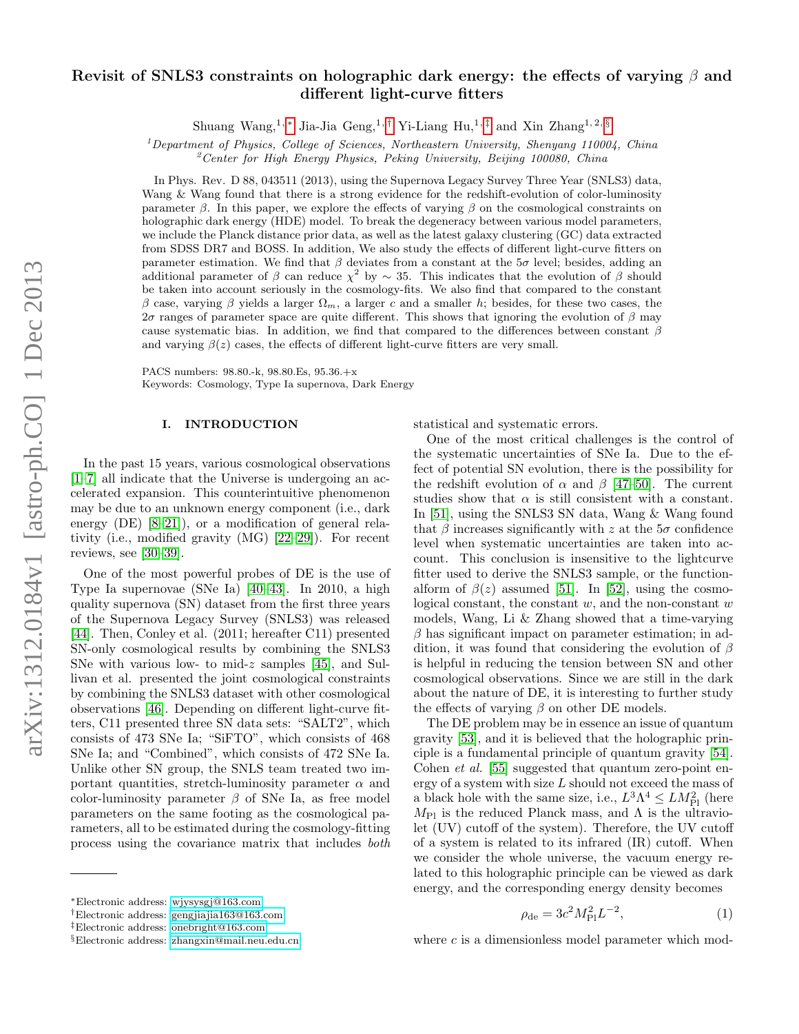# Revisit of SNLS3 constraints on holographic dark energy: the effects of varying $\beta$ and different light-curve fitters

Shuang Wang,[1,*] Jia-Jia Geng,[1,†] Yi-Liang Hu,[1,‡] and Xin Zhang[1,2,§]

[1] *Department of Physics, College of Sciences, Northeastern University, Shenyang 110004, China*
[2] *Center for High Energy Physics, Peking University, Beijing 100080, China*

In Phys. Rev. D 88, 043511 (2013), using the Supernova Legacy Survey Three Year (SNLS3) data, Wang & Wang found that there is a strong evidence for the redshift-evolution of color-luminosity parameter $\beta$. In this paper, we explore the effects of varying $\beta$ on the cosmological constraints on holographic dark energy (HDE) model. To break the degeneracy between various model parameters, we include the Planck distance prior data, as well as the latest galaxy clustering (GC) data extracted from SDSS DR7 and BOSS. In addition, We also study the effects of different light-curve fitters on parameter estimation. We find that $\beta$ deviates from a constant at the $5\sigma$ level; besides, adding an additional parameter of $\beta$ can reduce $\chi^2$ by $\sim 35$. This indicates that the evolution of $\beta$ should be taken into account seriously in the cosmology-fits. We also find that compared to the constant $\beta$ case, varying $\beta$ yields a larger $\Omega_m$, a larger $c$ and a smaller $h$; besides, for these two cases, the $2\sigma$ ranges of parameter space are quite different. This shows that ignoring the evolution of $\beta$ may cause systematic bias. In addition, we find that compared to the differences between constant $\beta$ and varying $\beta(z)$ cases, the effects of different light-curve fitters are very small.

PACS numbers: 98.80.-k, 98.80.Es, 95.36.+x
Keywords: Cosmology, Type Ia supernova, Dark Energy

## I. INTRODUCTION

In the past 15 years, various cosmological observations [1–7] all indicate that the Universe is undergoing an accelerated expansion. This counterintuitive phenomenon may be due to an unknown energy component (i.e., dark energy (DE) [8–21]), or a modification of general relativity (i.e., modified gravity (MG) [22–29]). For recent reviews, see [30–39].

One of the most powerful probes of DE is the use of Type Ia supernovae (SNe Ia) [40–43]. In 2010, a high quality supernova (SN) dataset from the first three years of the Supernova Legacy Survey (SNLS3) was released [44]. Then, Conley et al. (2011; hereafter C11) presented SN-only cosmological results by combining the SNLS3 SNe with various low- to mid-$z$ samples [45], and Sullivan et al. presented the joint cosmological constraints by combining the SNLS3 dataset with other cosmological observations [46]. Depending on different light-curve fitters, C11 presented three SN data sets: "SALT2", which consists of 473 SNe Ia; "SiFTO", which consists of 468 SNe Ia; and "Combined", which consists of 472 SNe Ia. Unlike other SN group, the SNLS team treated two important quantities, stretch-luminosity parameter $\alpha$ and color-luminosity parameter $\beta$ of SNe Ia, as free model parameters on the same footing as the cosmological parameters, all to be estimated during the cosmology-fitting process using the covariance matrix that includes *both* statistical and systematic errors.

One of the most critical challenges is the control of the systematic uncertainties of SNe Ia. Due to the effect of potential SN evolution, there is the possibility for the redshift evolution of $\alpha$ and $\beta$ [47–50]. The current studies show that $\alpha$ is still consistent with a constant. In [51], using the SNLS3 SN data, Wang & Wang found that $\beta$ increases significantly with $z$ at the $5\sigma$ confidence level when systematic uncertainties are taken into account. This conclusion is insensitive to the lightcurve fitter used to derive the SNLS3 sample, or the functionalform of $\beta(z)$ assumed [51]. In [52], using the cosmological constant, the constant $w$, and the non-constant $w$ models, Wang, Li & Zhang showed that a time-varying $\beta$ has significant impact on parameter estimation; in addition, it was found that considering the evolution of $\beta$ is helpful in reducing the tension between SN and other cosmological observations. Since we are still in the dark about the nature of DE, it is interesting to further study the effects of varying $\beta$ on other DE models.

The DE problem may be in essence an issue of quantum gravity [53], and it is believed that the holographic principle is a fundamental principle of quantum gravity [54]. Cohen *et al.* [55] suggested that quantum zero-point energy of a system with size $L$ should not exceed the mass of a black hole with the same size, i.e., $L^3\Lambda^4 \leq LM_{\rm Pl}^2$ (here $M_{\rm Pl}$ is the reduced Planck mass, and $\Lambda$ is the ultraviolet (UV) cutoff of the system). Therefore, the UV cutoff of a system is related to its infrared (IR) cutoff. When we consider the whole universe, the vacuum energy related to this holographic principle can be viewed as dark energy, and the corresponding energy density becomes

$$\rho_{\rm de} = 3c^2 M_{\rm Pl}^2 L^{-2}, \tag{1}$$

where $c$ is a dimensionless model parameter which mod-

---

*Electronic address: wjysysgj@163.com
†Electronic address: gengjiajia163@163.com
‡Electronic address: onebright@163.com
§Electronic address: zhangxin@mail.neu.edu.cn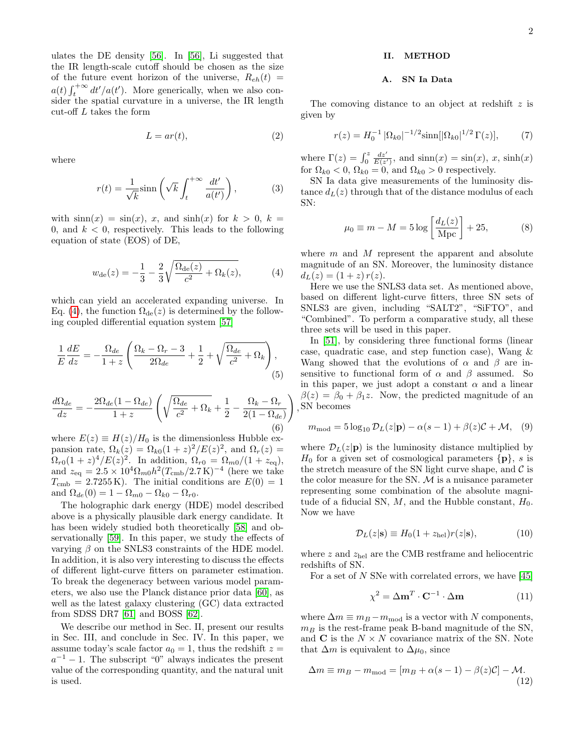ulates the DE density [56]. In [56], Li suggested that the IR length-scale cutoff should be chosen as the size of the future event horizon of the universe, $R_{eh}(t) = a(t)\int_t^{+\infty} dt'/a(t')$. More generically, when we also consider the spatial curvature in a universe, the IR length cut-off $L$ takes the form

$$L = ar(t), \tag{2}$$

where

$$r(t) = \frac{1}{\sqrt{k}}\text{sinn}\left(\sqrt{k}\int_t^{+\infty}\frac{dt'}{a(t')}\right), \tag{3}$$

with $\text{sinn}(x) = \sin(x)$, $x$, and $\sinh(x)$ for $k>0$, $k=0$, and $k<0$, respectively. This leads to the following equation of state (EOS) of DE,

$$w_{\rm de}(z) = -\frac{1}{3} - \frac{2}{3}\sqrt{\frac{\Omega_{\rm de}(z)}{c^2} + \Omega_k(z)}, \tag{4}$$

which can yield an accelerated expanding universe. In Eq. (4), the function $\Omega_{\rm de}(z)$ is determined by the following coupled differential equation system [57]

$$\frac{1}{E}\frac{dE}{dz} = -\frac{\Omega_{de}}{1+z}\left(\frac{\Omega_k - \Omega_r - 3}{2\Omega_{de}} + \frac{1}{2} + \sqrt{\frac{\Omega_{de}}{c^2} + \Omega_k}\right), \tag{5}$$

$$\frac{d\Omega_{de}}{dz} = -\frac{2\Omega_{de}(1-\Omega_{de})}{1+z}\left(\sqrt{\frac{\Omega_{de}}{c^2}+\Omega_k} + \frac{1}{2} - \frac{\Omega_k - \Omega_r}{2(1-\Omega_{de})}\right), \tag{6}$$

where $E(z) \equiv H(z)/H_0$ is the dimensionless Hubble expansion rate, $\Omega_k(z) = \Omega_{k0}(1+z)^2/E(z)^2$, and $\Omega_r(z) = \Omega_{r0}(1+z)^4/E(z)^2$. In addition, $\Omega_{r0} = \Omega_{m0}/(1+z_{\rm eq})$, and $z_{\rm eq} = 2.5\times 10^4\Omega_{m0}h^2(T_{\rm cmb}/2.7\,{\rm K})^{-4}$ (here we take $T_{\rm cmb} = 2.7255\,{\rm K}$). The initial conditions are $E(0)=1$ and $\Omega_{de}(0) = 1 - \Omega_{m0} - \Omega_{k0} - \Omega_{r0}$.

The holographic dark energy (HDE) model described above is a physically plausible dark energy candidate. It has been widely studied both theoretically [58] and observationally [59]. In this paper, we study the effects of varying $\beta$ on the SNLS3 constraints of the HDE model. In addition, it is also very interesting to discuss the effects of different light-curve fitters on parameter estimation. To break the degeneracy between various model parameters, we also use the Planck distance prior data [60], as well as the latest galaxy clustering (GC) data extracted from SDSS DR7 [61] and BOSS [62].

We describe our method in Sec. II, present our results in Sec. III, and conclude in Sec. IV. In this paper, we assume today's scale factor $a_0 = 1$, thus the redshift $z = a^{-1} - 1$. The subscript "0" always indicates the present value of the corresponding quantity, and the natural unit is used.

## II. METHOD

### A. SN Ia Data

The comoving distance to an object at redshift $z$ is given by

$$r(z) = H_0^{-1}\,|\Omega_{k0}|^{-1/2}\text{sinn}[|\Omega_{k0}|^{1/2}\,\Gamma(z)], \tag{7}$$

where $\Gamma(z) = \int_0^z \frac{dz'}{E(z')}$, and $\text{sinn}(x) = \sin(x)$, $x$, $\sinh(x)$ for $\Omega_{k0}<0$, $\Omega_{k0}=0$, and $\Omega_{k0}>0$ respectively.

SN Ia data give measurements of the luminosity distance $d_L(z)$ through that of the distance modulus of each SN:

$$\mu_0 \equiv m - M = 5\log\left[\frac{d_L(z)}{\rm Mpc}\right] + 25, \tag{8}$$

where $m$ and $M$ represent the apparent and absolute magnitude of an SN. Moreover, the luminosity distance $d_L(z) = (1+z)\,r(z)$.

Here we use the SNLS3 data set. As mentioned above, based on different light-curve fitters, three SN sets of SNLS3 are given, including "SALT2", "SiFTO", and "Combined". To perform a comparative study, all these three sets will be used in this paper.

In [51], by considering three functional forms (linear case, quadratic case, and step function case), Wang & Wang showed that the evolutions of $\alpha$ and $\beta$ are insensitive to functional form of $\alpha$ and $\beta$ assumed. So in this paper, we just adopt a constant $\alpha$ and a linear $\beta(z) = \beta_0 + \beta_1 z$. Now, the predicted magnitude of an SN becomes

$$m_{\rm mod} = 5\log_{10}\mathcal{D}_L(z|\mathbf{p}) - \alpha(s-1) + \beta(z)\mathcal{C} + \mathcal{M}, \tag{9}$$

where $\mathcal{D}_L(z|\mathbf{p})$ is the luminosity distance multiplied by $H_0$ for a given set of cosmological parameters $\{\mathbf{p}\}$, $s$ is the stretch measure of the SN light curve shape, and $\mathcal{C}$ is the color measure for the SN. $\mathcal{M}$ is a nuisance parameter representing some combination of the absolute magnitude of a fiducial SN, $M$, and the Hubble constant, $H_0$. Now we have

$$\mathcal{D}_L(z|\mathbf{s}) \equiv H_0(1+z_{\rm hel})r(z|\mathbf{s}), \tag{10}$$

where $z$ and $z_{\rm hel}$ are the CMB restframe and heliocentric redshifts of SN.

For a set of $N$ SNe with correlated errors, we have [45]

$$\chi^2 = \mathbf{\Delta m}^T\cdot\mathbf{C}^{-1}\cdot\mathbf{\Delta m} \tag{11}$$

where $\Delta m \equiv m_B - m_{\rm mod}$ is a vector with $N$ components, $m_B$ is the rest-frame peak B-band magnitude of the SN, and $\mathbf{C}$ is the $N\times N$ covariance matrix of the SN. Note that $\Delta m$ is equivalent to $\Delta\mu_0$, since

$$\Delta m \equiv m_B - m_{\rm mod} = [m_B + \alpha(s-1) - \beta(z)\mathcal{C}] - \mathcal{M}. \tag{12}$$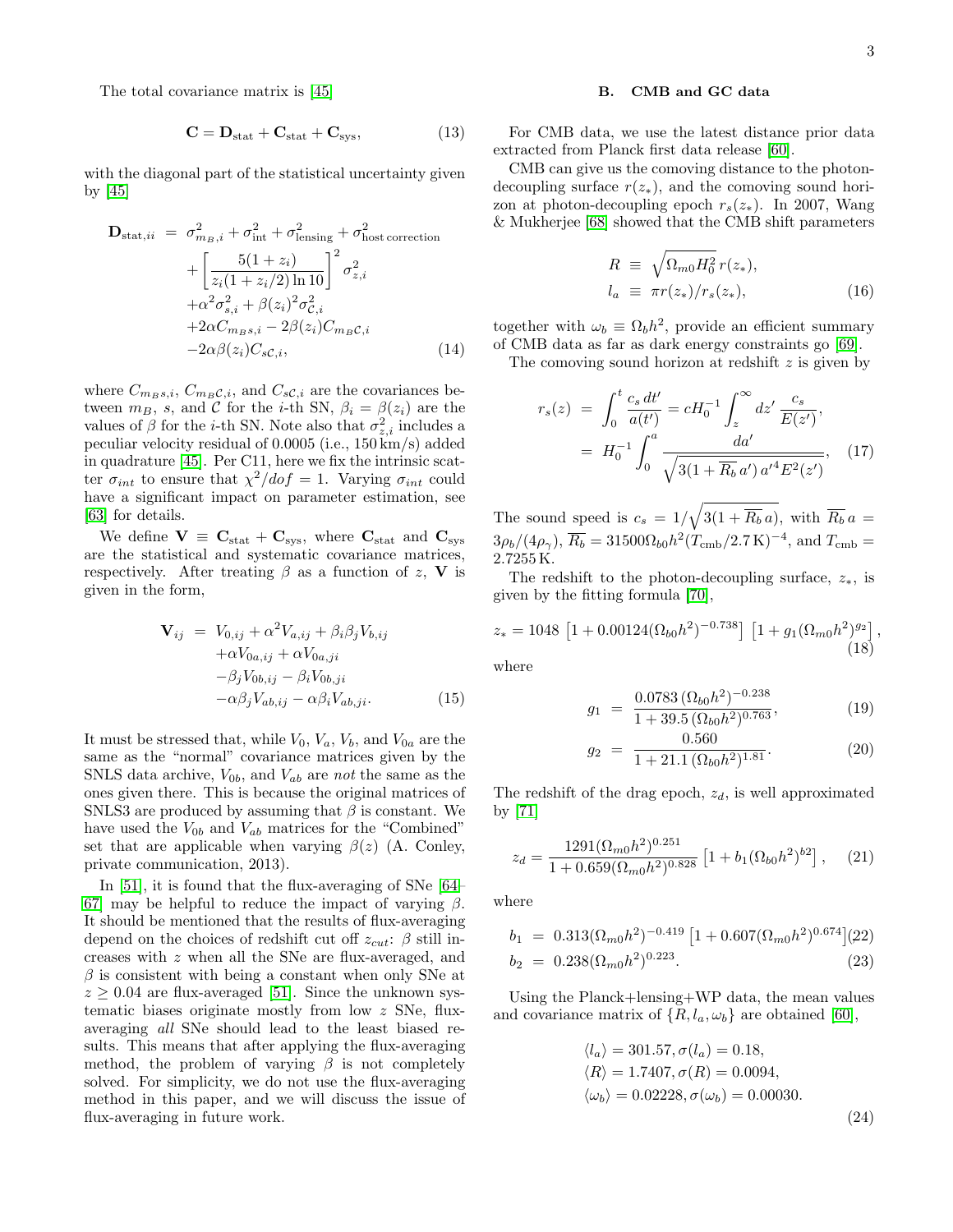The total covariance matrix is [45]

$$\mathbf{C} = \mathbf{D}_{\rm stat} + \mathbf{C}_{\rm stat} + \mathbf{C}_{\rm sys}, \tag{13}$$

with the diagonal part of the statistical uncertainty given by [45]

$$\begin{aligned}
\mathbf{D}_{{\rm stat},ii} &= \sigma^2_{m_B,i} + \sigma^2_{\rm int} + \sigma^2_{\rm lensing} + \sigma^2_{\rm host\, correction} \\
&+ \left[\frac{5(1+z_i)}{z_i(1+z_i/2)\ln 10}\right]^2 \sigma^2_{z,i} \\
&+ \alpha^2 \sigma^2_{s,i} + \beta(z_i)^2 \sigma^2_{\mathcal{C},i} \\
&+ 2\alpha C_{m_B s,i} - 2\beta(z_i) C_{m_B \mathcal{C},i} \\
&- 2\alpha\beta(z_i) C_{s\mathcal{C},i},
\end{aligned} \tag{14}$$

where $C_{m_B s,i}$, $C_{m_B \mathcal{C},i}$, and $C_{s\mathcal{C},i}$ are the covariances between $m_B$, $s$, and $\mathcal{C}$ for the $i$-th SN, $\beta_i = \beta(z_i)$ are the values of $\beta$ for the $i$-th SN. Note also that $\sigma^2_{z,i}$ includes a peculiar velocity residual of 0.0005 (i.e., 150 km/s) added in quadrature [45]. Per C11, here we fix the intrinsic scatter $\sigma_{int}$ to ensure that $\chi^2/dof = 1$. Varying $\sigma_{int}$ could have a significant impact on parameter estimation, see [63] for details.

We define $\mathbf{V} \equiv \mathbf{C}_{\rm stat} + \mathbf{C}_{\rm sys}$, where $\mathbf{C}_{\rm stat}$ and $\mathbf{C}_{\rm sys}$ are the statistical and systematic covariance matrices, respectively. After treating $\beta$ as a function of $z$, $\mathbf{V}$ is given in the form,

$$\begin{aligned}
\mathbf{V}_{ij} &= V_{0,ij} + \alpha^2 V_{a,ij} + \beta_i \beta_j V_{b,ij} \\
&+ \alpha V_{0a,ij} + \alpha V_{0a,ji} \\
&- \beta_j V_{0b,ij} - \beta_i V_{0b,ji} \\
&- \alpha\beta_j V_{ab,ij} - \alpha\beta_i V_{ab,ji}.
\end{aligned} \tag{15}$$

It must be stressed that, while $V_0$, $V_a$, $V_b$, and $V_{0a}$ are the same as the "normal" covariance matrices given by the SNLS data archive, $V_{0b}$, and $V_{ab}$ are *not* the same as the ones given there. This is because the original matrices of SNLS3 are produced by assuming that $\beta$ is constant. We have used the $V_{0b}$ and $V_{ab}$ matrices for the "Combined" set that are applicable when varying $\beta(z)$ (A. Conley, private communication, 2013).

In [51], it is found that the flux-averaging of SNe [64–67] may be helpful to reduce the impact of varying $\beta$. It should be mentioned that the results of flux-averaging depend on the choices of redshift cut off $z_{cut}$: $\beta$ still increases with $z$ when all the SNe are flux-averaged, and $\beta$ is consistent with being a constant when only SNe at $z \geq 0.04$ are flux-averaged [51]. Since the unknown systematic biases originate mostly from low $z$ SNe, flux-averaging *all* SNe should lead to the least biased results. This means that after applying the flux-averaging method, the problem of varying $\beta$ is not completely solved. For simplicity, we do not use the flux-averaging method in this paper, and we will discuss the issue of flux-averaging in future work.

## B. CMB and GC data

For CMB data, we use the latest distance prior data extracted from Planck first data release [60].

CMB can give us the comoving distance to the photon-decoupling surface $r(z_*)$, and the comoving sound horizon at photon-decoupling epoch $r_s(z_*)$. In 2007, Wang & Mukherjee [68] showed that the CMB shift parameters

$$\begin{aligned}
R &\equiv \sqrt{\Omega_{m0} H_0^2}\, r(z_*), \\
l_a &\equiv \pi r(z_*)/r_s(z_*),
\end{aligned} \tag{16}$$

together with $\omega_b \equiv \Omega_b h^2$, provide an efficient summary of CMB data as far as dark energy constraints go [69].

The comoving sound horizon at redshift $z$ is given by

$$\begin{aligned}
r_s(z) &= \int_0^t \frac{c_s\, dt'}{a(t')} = cH_0^{-1} \int_z^\infty dz'\, \frac{c_s}{E(z')}, \\
&= H_0^{-1} \int_0^a \frac{da'}{\sqrt{3(1+\overline{R_b}\, a')\, a'^4 E^2(z')}},
\end{aligned} \tag{17}$$

The sound speed is $c_s = 1/\sqrt{3(1+\overline{R_b}\, a)}$, with $\overline{R_b}\, a = 3\rho_b/(4\rho_\gamma)$, $\overline{R_b} = 31500 \Omega_{b0} h^2 (T_{\rm cmb}/2.7\,{\rm K})^{-4}$, and $T_{\rm cmb} = 2.7255\,{\rm K}$.

The redshift to the photon-decoupling surface, $z_*$, is given by the fitting formula [70],

$$z_* = 1048\left[1 + 0.00124 (\Omega_{b0} h^2)^{-0.738}\right]\left[1 + g_1 (\Omega_{m0} h^2)^{g_2}\right], \tag{18}$$

where

$$g_1 = \frac{0.0783\, (\Omega_{b0} h^2)^{-0.238}}{1 + 39.5\, (\Omega_{b0} h^2)^{0.763}}, \tag{19}$$

$$g_2 = \frac{0.560}{1 + 21.1\, (\Omega_{b0} h^2)^{1.81}}. \tag{20}$$

The redshift of the drag epoch, $z_d$, is well approximated by [71]

$$z_d = \frac{1291 (\Omega_{m0} h^2)^{0.251}}{1 + 0.659 (\Omega_{m0} h^2)^{0.828}}\left[1 + b_1 (\Omega_{b0} h^2)^{b2}\right], \tag{21}$$

where

$$b_1 = 0.313 (\Omega_{m0} h^2)^{-0.419}\left[1 + 0.607 (\Omega_{m0} h^2)^{0.674}\right] \tag{22}$$

$$b_2 = 0.238 (\Omega_{m0} h^2)^{0.223}. \tag{23}$$

Using the Planck+lensing+WP data, the mean values and covariance matrix of $\{R, l_a, \omega_b\}$ are obtained [60],

$$\begin{aligned}
&\langle l_a \rangle = 301.57, \sigma(l_a) = 0.18, \\
&\langle R \rangle = 1.7407, \sigma(R) = 0.0094, \\
&\langle \omega_b \rangle = 0.02228, \sigma(\omega_b) = 0.00030.
\end{aligned} \tag{24}$$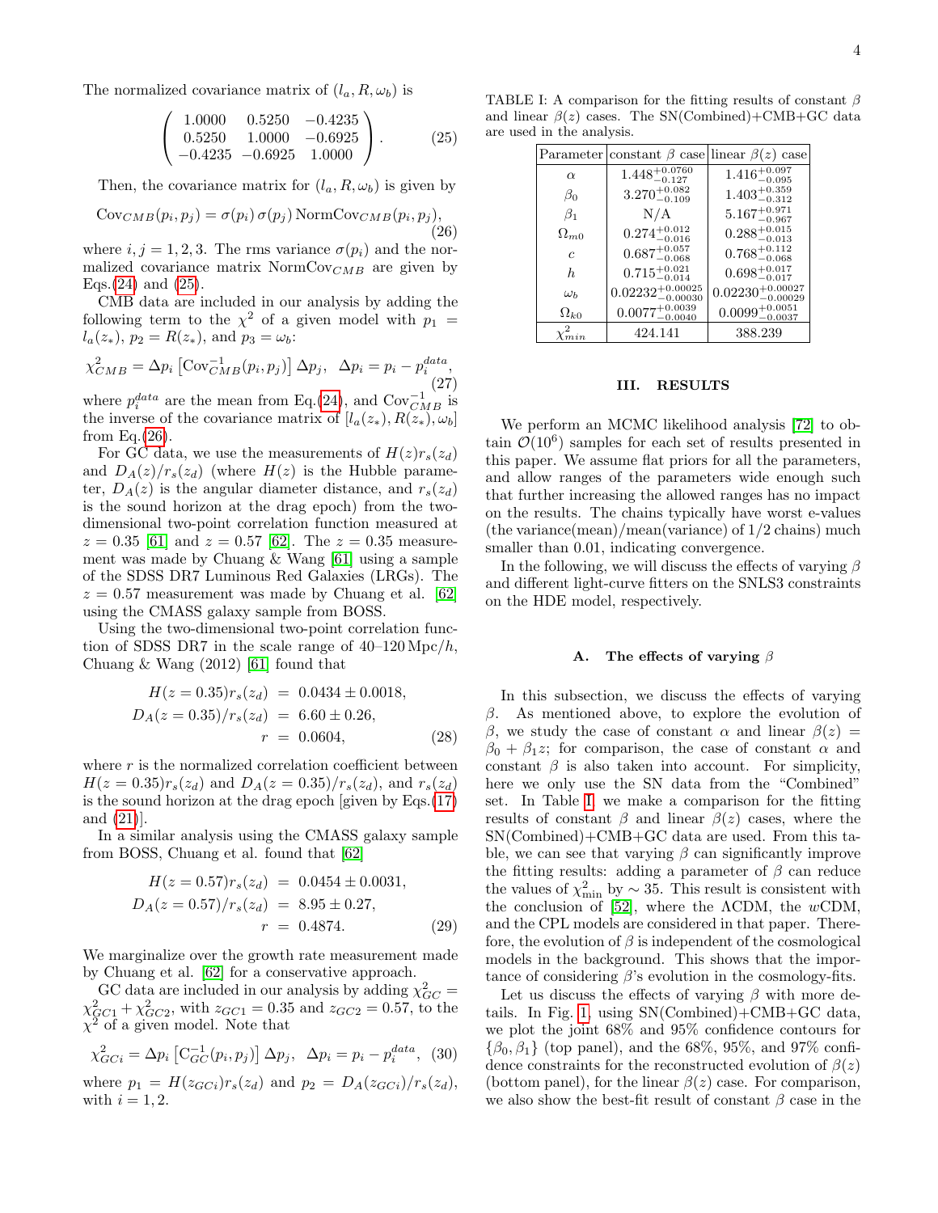The normalized covariance matrix of $(l_a, R, \omega_b)$ is

$$\begin{pmatrix} 1.0000 & 0.5250 & -0.4235 \\ 0.5250 & 1.0000 & -0.6925 \\ -0.4235 & -0.6925 & 1.0000 \end{pmatrix}. \quad (25)$$

Then, the covariance matrix for $(l_a, R, \omega_b)$ is given by

$$\mathrm{Cov}_{CMB}(p_i, p_j) = \sigma(p_i)\,\sigma(p_j)\,\mathrm{NormCov}_{CMB}(p_i, p_j), \quad (26)$$

where $i, j = 1, 2, 3$. The rms variance $\sigma(p_i)$ and the normalized covariance matrix $\mathrm{NormCov}_{CMB}$ are given by Eqs.(24) and (25).

CMB data are included in our analysis by adding the following term to the $\chi^2$ of a given model with $p_1 = l_a(z_*)$, $p_2 = R(z_*)$, and $p_3 = \omega_b$:

$$\chi^2_{CMB} = \Delta p_i \left[\mathrm{Cov}^{-1}_{CMB}(p_i, p_j)\right] \Delta p_j, \quad \Delta p_i = p_i - p_i^{data}, \quad (27)$$

where $p_i^{data}$ are the mean from Eq.(24), and $\mathrm{Cov}^{-1}_{CMB}$ is the inverse of the covariance matrix of $[l_a(z_*), R(z_*), \omega_b]$ from Eq.(26).

For GC data, we use the measurements of $H(z)r_s(z_d)$ and $D_A(z)/r_s(z_d)$ (where $H(z)$ is the Hubble parameter, $D_A(z)$ is the angular diameter distance, and $r_s(z_d)$ is the sound horizon at the drag epoch) from the two-dimensional two-point correlation function measured at $z = 0.35$ [61] and $z = 0.57$ [62]. The $z = 0.35$ measurement was made by Chuang & Wang [61] using a sample of the SDSS DR7 Luminous Red Galaxies (LRGs). The $z = 0.57$ measurement was made by Chuang et al. [62] using the CMASS galaxy sample from BOSS.

Using the two-dimensional two-point correlation function of SDSS DR7 in the scale range of 40–120 Mpc/$h$, Chuang & Wang (2012) [61] found that

$$\begin{aligned} H(z = 0.35)r_s(z_d) &= 0.0434 \pm 0.0018, \\ D_A(z = 0.35)/r_s(z_d) &= 6.60 \pm 0.26, \\ r &= 0.0604, \end{aligned} \quad (28)$$

where $r$ is the normalized correlation coefficient between $H(z = 0.35)r_s(z_d)$ and $D_A(z = 0.35)/r_s(z_d)$, and $r_s(z_d)$ is the sound horizon at the drag epoch [given by Eqs.(17) and (21)].

In a similar analysis using the CMASS galaxy sample from BOSS, Chuang et al. found that [62]

$$\begin{aligned} H(z = 0.57)r_s(z_d) &= 0.0454 \pm 0.0031, \\ D_A(z = 0.57)/r_s(z_d) &= 8.95 \pm 0.27, \\ r &= 0.4874. \end{aligned} \quad (29)$$

We marginalize over the growth rate measurement made by Chuang et al. [62] for a conservative approach.

GC data are included in our analysis by adding $\chi^2_{GC} = \chi^2_{GC1} + \chi^2_{GC2}$, with $z_{GC1} = 0.35$ and $z_{GC2} = 0.57$, to the $\chi^2$ of a given model. Note that

$$\chi^2_{GCi} = \Delta p_i \left[\mathrm{C}^{-1}_{GC}(p_i, p_j)\right] \Delta p_j, \quad \Delta p_i = p_i - p_i^{data}, \quad (30)$$

where $p_1 = H(z_{GCi})r_s(z_d)$ and $p_2 = D_A(z_{GCi})/r_s(z_d)$, with $i = 1, 2$.

TABLE I: A comparison for the fitting results of constant $\beta$ and linear $\beta(z)$ cases. The SN(Combined)+CMB+GC data are used in the analysis.

| Parameter | constant $\beta$ case | linear $\beta(z)$ case |
|---|---|---|
| $\alpha$ | $1.448^{+0.0760}_{-0.127}$ | $1.416^{+0.097}_{-0.095}$ |
| $\beta_0$ | $3.270^{+0.082}_{-0.109}$ | $1.403^{+0.359}_{-0.312}$ |
| $\beta_1$ | N/A | $5.167^{+0.971}_{-0.967}$ |
| $\Omega_{m0}$ | $0.274^{+0.012}_{-0.016}$ | $0.288^{+0.015}_{-0.013}$ |
| $c$ | $0.687^{+0.057}_{-0.068}$ | $0.768^{+0.112}_{-0.068}$ |
| $h$ | $0.715^{+0.021}_{-0.014}$ | $0.698^{+0.017}_{-0.017}$ |
| $\omega_b$ | $0.02232^{+0.00025}_{-0.00030}$ | $0.02230^{+0.00027}_{-0.00029}$ |
| $\Omega_{k0}$ | $0.0077^{+0.0039}_{-0.0040}$ | $0.0099^{+0.0051}_{-0.0037}$ |
| $\chi^2_{min}$ | 424.141 | 388.239 |

## III. RESULTS

We perform an MCMC likelihood analysis [72] to obtain $\mathcal{O}(10^6)$ samples for each set of results presented in this paper. We assume flat priors for all the parameters, and allow ranges of the parameters wide enough such that further increasing the allowed ranges has no impact on the results. The chains typically have worst e-values (the variance(mean)/mean(variance) of 1/2 chains) much smaller than 0.01, indicating convergence.

In the following, we will discuss the effects of varying $\beta$ and different light-curve fitters on the SNLS3 constraints on the HDE model, respectively.

### A. The effects of varying $\beta$

In this subsection, we discuss the effects of varying $\beta$. As mentioned above, to explore the evolution of $\beta$, we study the case of constant $\alpha$ and linear $\beta(z) = \beta_0 + \beta_1 z$; for comparison, the case of constant $\alpha$ and constant $\beta$ is also taken into account. For simplicity, here we only use the SN data from the "Combined" set. In Table I, we make a comparison for the fitting results of constant $\beta$ and linear $\beta(z)$ cases, where the SN(Combined)+CMB+GC data are used. From this table, we can see that varying $\beta$ can significantly improve the fitting results: adding a parameter of $\beta$ can reduce the values of $\chi^2_{\rm min}$ by $\sim 35$. This result is consistent with the conclusion of [52], where the ΛCDM, the $w$CDM, and the CPL models are considered in that paper. Therefore, the evolution of $\beta$ is independent of the cosmological models in the background. This shows that the importance of considering $\beta$'s evolution in the cosmology-fits.

Let us discuss the effects of varying $\beta$ with more details. In Fig. 1, using SN(Combined)+CMB+GC data, we plot the joint 68% and 95% confidence contours for $\{\beta_0, \beta_1\}$ (top panel), and the 68%, 95%, and 97% confidence constraints for the reconstructed evolution of $\beta(z)$ (bottom panel), for the linear $\beta(z)$ case. For comparison, we also show the best-fit result of constant $\beta$ case in the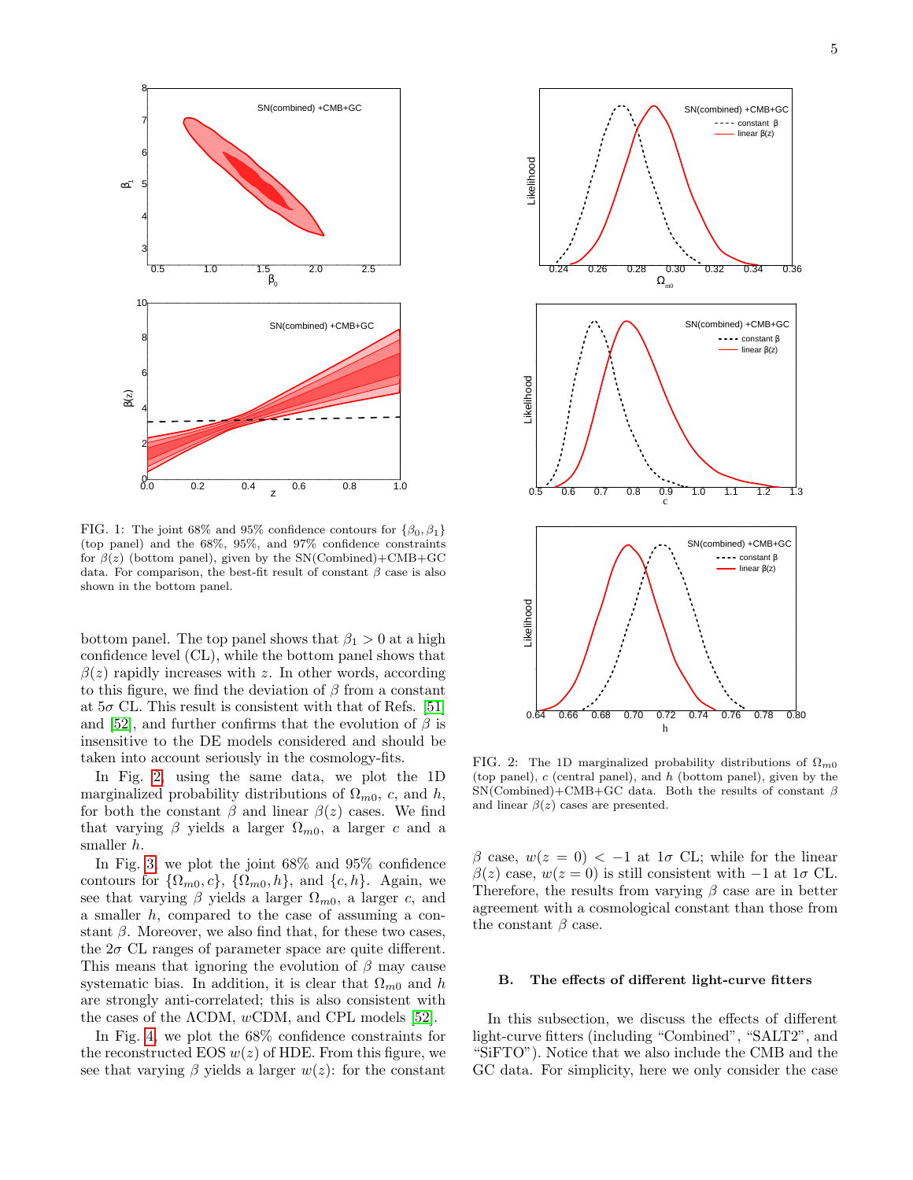FIG. 1: The joint 68% and 95% confidence contours for $\{\beta_0, \beta_1\}$ (top panel) and the 68%, 95%, and 97% confidence constraints for $\beta(z)$ (bottom panel), given by the SN(Combined)+CMB+GC data. For comparison, the best-fit result of constant $\beta$ case is also shown in the bottom panel.

bottom panel. The top panel shows that $\beta_1 > 0$ at a high confidence level (CL), while the bottom panel shows that $\beta(z)$ rapidly increases with $z$. In other words, according to this figure, we find the deviation of $\beta$ from a constant at $5\sigma$ CL. This result is consistent with that of Refs. [51] and [52], and further confirms that the evolution of $\beta$ is insensitive to the DE models considered and should be taken into account seriously in the cosmology-fits.

In Fig. 2, using the same data, we plot the 1D marginalized probability distributions of $\Omega_{m0}$, $c$, and $h$, for both the constant $\beta$ and linear $\beta(z)$ cases. We find that varying $\beta$ yields a larger $\Omega_{m0}$, a larger $c$ and a smaller $h$.

In Fig. 3, we plot the joint 68% and 95% confidence contours for $\{\Omega_{m0}, c\}$, $\{\Omega_{m0}, h\}$, and $\{c, h\}$. Again, we see that varying $\beta$ yields a larger $\Omega_{m0}$, a larger $c$, and a smaller $h$, compared to the case of assuming a constant $\beta$. Moreover, we also find that, for these two cases, the $2\sigma$ CL ranges of parameter space are quite different. This means that ignoring the evolution of $\beta$ may cause systematic bias. In addition, it is clear that $\Omega_{m0}$ and $h$ are strongly anti-correlated; this is also consistent with the cases of the $\Lambda$CDM, $w$CDM, and CPL models [52].

In Fig. 4, we plot the 68% confidence constraints for the reconstructed EOS $w(z)$ of HDE. From this figure, we see that varying $\beta$ yields a larger $w(z)$: for the constant $\beta$ case, $w(z = 0) < -1$ at $1\sigma$ CL; while for the linear $\beta(z)$ case, $w(z = 0)$ is still consistent with $-1$ at $1\sigma$ CL. Therefore, the results from varying $\beta$ case are in better agreement with a cosmological constant than those from the constant $\beta$ case.

FIG. 2: The 1D marginalized probability distributions of $\Omega_{m0}$ (top panel), $c$ (central panel), and $h$ (bottom panel), given by the SN(Combined)+CMB+GC data. Both the results of constant $\beta$ and linear $\beta(z)$ cases are presented.

### B. The effects of different light-curve fitters

In this subsection, we discuss the effects of different light-curve fitters (including "Combined", "SALT2", and "SiFTO"). Notice that we also include the CMB and the GC data. For simplicity, here we only consider the case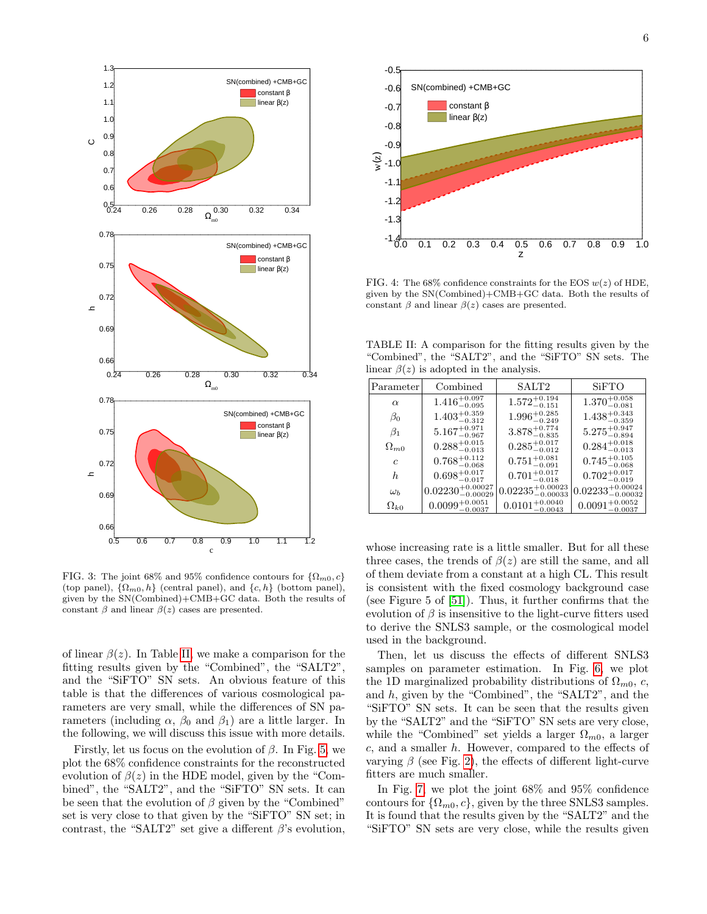FIG. 3: The joint 68% and 95% confidence contours for $\{\Omega_{m0}, c\}$ (top panel), $\{\Omega_{m0}, h\}$ (central panel), and $\{c, h\}$ (bottom panel), given by the SN(Combined)+CMB+GC data. Both the results of constant $\beta$ and linear $\beta(z)$ cases are presented.

FIG. 4: The 68% confidence constraints for the EOS $w(z)$ of HDE, given by the SN(Combined)+CMB+GC data. Both the results of constant $\beta$ and linear $\beta(z)$ cases are presented.

TABLE II: A comparison for the fitting results given by the "Combined", the "SALT2", and the "SiFTO" SN sets. The linear $\beta(z)$ is adopted in the analysis.

| Parameter | Combined | SALT2 | SiFTO |
|---|---|---|---|
| $\alpha$ | $1.416^{+0.097}_{-0.095}$ | $1.572^{+0.194}_{-0.151}$ | $1.370^{+0.058}_{-0.081}$ |
| $\beta_0$ | $1.403^{+0.359}_{-0.312}$ | $1.996^{+0.285}_{-0.249}$ | $1.438^{+0.343}_{-0.359}$ |
| $\beta_1$ | $5.167^{+0.971}_{-0.967}$ | $3.878^{+0.774}_{-0.835}$ | $5.275^{+0.947}_{-0.894}$ |
| $\Omega_{m0}$ | $0.288^{+0.015}_{-0.013}$ | $0.285^{+0.017}_{-0.012}$ | $0.284^{+0.018}_{-0.013}$ |
| $c$ | $0.768^{+0.112}_{-0.068}$ | $0.751^{+0.081}_{-0.091}$ | $0.745^{+0.105}_{-0.068}$ |
| $h$ | $0.698^{+0.017}_{-0.017}$ | $0.701^{+0.017}_{-0.018}$ | $0.702^{+0.017}_{-0.019}$ |
| $\omega_b$ | $0.02230^{+0.00027}_{-0.00029}$ | $0.02235^{+0.00023}_{-0.00033}$ | $0.02233^{+0.00024}_{-0.00032}$ |
| $\Omega_{k0}$ | $0.0099^{+0.0051}_{-0.0037}$ | $0.0101^{+0.0040}_{-0.0043}$ | $0.0091^{+0.0052}_{-0.0037}$ |

of linear $\beta(z)$. In Table II, we make a comparison for the fitting results given by the "Combined", the "SALT2", and the "SiFTO" SN sets. An obvious feature of this table is that the differences of various cosmological parameters are very small, while the differences of SN parameters (including $\alpha$, $\beta_0$ and $\beta_1$) are a little larger. In the following, we will discuss this issue with more details.

Firstly, let us focus on the evolution of $\beta$. In Fig. 5, we plot the 68% confidence constraints for the reconstructed evolution of $\beta(z)$ in the HDE model, given by the "Combined", the "SALT2", and the "SiFTO" SN sets. It can be seen that the evolution of $\beta$ given by the "Combined" set is very close to that given by the "SiFTO" SN set; in contrast, the "SALT2" set give a different $\beta$'s evolution, whose increasing rate is a little smaller. But for all these three cases, the trends of $\beta(z)$ are still the same, and all of them deviate from a constant at a high CL. This result is consistent with the fixed cosmology background case (see Figure 5 of [51]). Thus, it further confirms that the evolution of $\beta$ is insensitive to the light-curve fitters used to derive the SNLS3 sample, or the cosmological model used in the background.

Then, let us discuss the effects of different SNLS3 samples on parameter estimation. In Fig. 6, we plot the 1D marginalized probability distributions of $\Omega_{m0}$, $c$, and $h$, given by the "Combined", the "SALT2", and the "SiFTO" SN sets. It can be seen that the results given by the "SALT2" and the "SiFTO" SN sets are very close, while the "Combined" set yields a larger $\Omega_{m0}$, a larger $c$, and a smaller $h$. However, compared to the effects of varying $\beta$ (see Fig. 2), the effects of different light-curve fitters are much smaller.

In Fig. 7, we plot the joint 68% and 95% confidence contours for $\{\Omega_{m0}, c\}$, given by the three SNLS3 samples. It is found that the results given by the "SALT2" and the "SiFTO" SN sets are very close, while the results given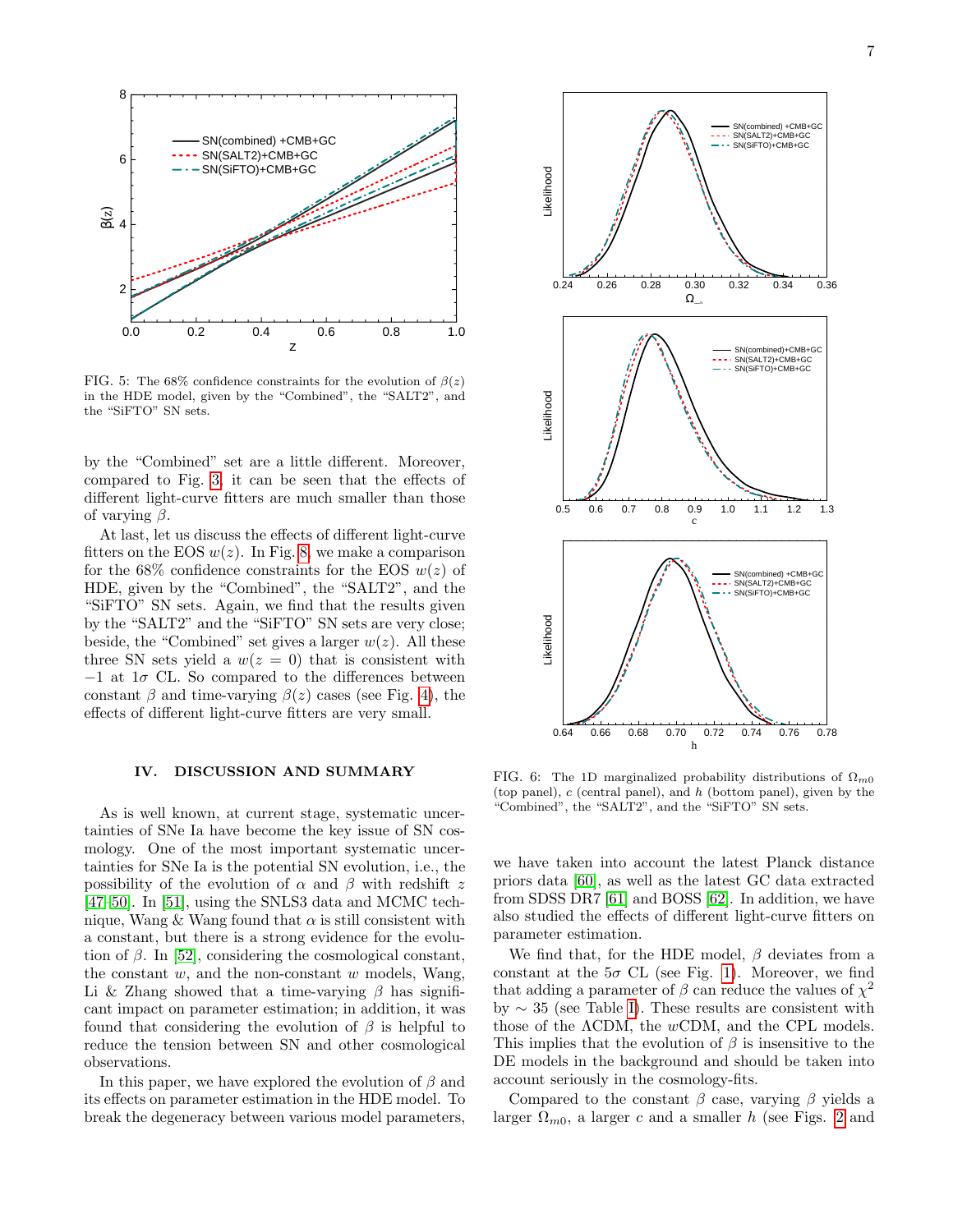FIG. 5: The 68% confidence constraints for the evolution of $\beta(z)$ in the HDE model, given by the "Combined", the "SALT2", and the "SiFTO" SN sets.

by the "Combined" set are a little different. Moreover, compared to Fig. 3, it can be seen that the effects of different light-curve fitters are much smaller than those of varying $\beta$.

At last, let us discuss the effects of different light-curve fitters on the EOS $w(z)$. In Fig. 8, we make a comparison for the 68% confidence constraints for the EOS $w(z)$ of HDE, given by the "Combined", the "SALT2", and the "SiFTO" SN sets. Again, we find that the results given by the "SALT2" and the "SiFTO" SN sets are very close; beside, the "Combined" set gives a larger $w(z)$. All these three SN sets yield a $w(z = 0)$ that is consistent with $-1$ at $1\sigma$ CL. So compared to the differences between constant $\beta$ and time-varying $\beta(z)$ cases (see Fig. 4), the effects of different light-curve fitters are very small.

FIG. 6: The 1D marginalized probability distributions of $\Omega_{m0}$ (top panel), $c$ (central panel), and $h$ (bottom panel), given by the "Combined", the "SALT2", and the "SiFTO" SN sets.

## IV. DISCUSSION AND SUMMARY

As is well known, at current stage, systematic uncertainties of SNe Ia have become the key issue of SN cosmology. One of the most important systematic uncertainties for SNe Ia is the potential SN evolution, i.e., the possibility of the evolution of $\alpha$ and $\beta$ with redshift $z$ [47–50]. In [51], using the SNLS3 data and MCMC technique, Wang & Wang found that $\alpha$ is still consistent with a constant, but there is a strong evidence for the evolution of $\beta$. In [52], considering the cosmological constant, the constant $w$, and the non-constant $w$ models, Wang, Li & Zhang showed that a time-varying $\beta$ has significant impact on parameter estimation; in addition, it was found that considering the evolution of $\beta$ is helpful to reduce the tension between SN and other cosmological observations.

In this paper, we have explored the evolution of $\beta$ and its effects on parameter estimation in the HDE model. To break the degeneracy between various model parameters, we have taken into account the latest Planck distance priors data [60], as well as the latest GC data extracted from SDSS DR7 [61] and BOSS [62]. In addition, we have also studied the effects of different light-curve fitters on parameter estimation.

We find that, for the HDE model, $\beta$ deviates from a constant at the $5\sigma$ CL (see Fig. 1). Moreover, we find that adding a parameter of $\beta$ can reduce the values of $\chi^2$ by $\sim 35$ (see Table I). These results are consistent with those of the ΛCDM, the $w$CDM, and the CPL models. This implies that the evolution of $\beta$ is insensitive to the DE models in the background and should be taken into account seriously in the cosmology-fits.

Compared to the constant $\beta$ case, varying $\beta$ yields a larger $\Omega_{m0}$, a larger $c$ and a smaller $h$ (see Figs. 2 and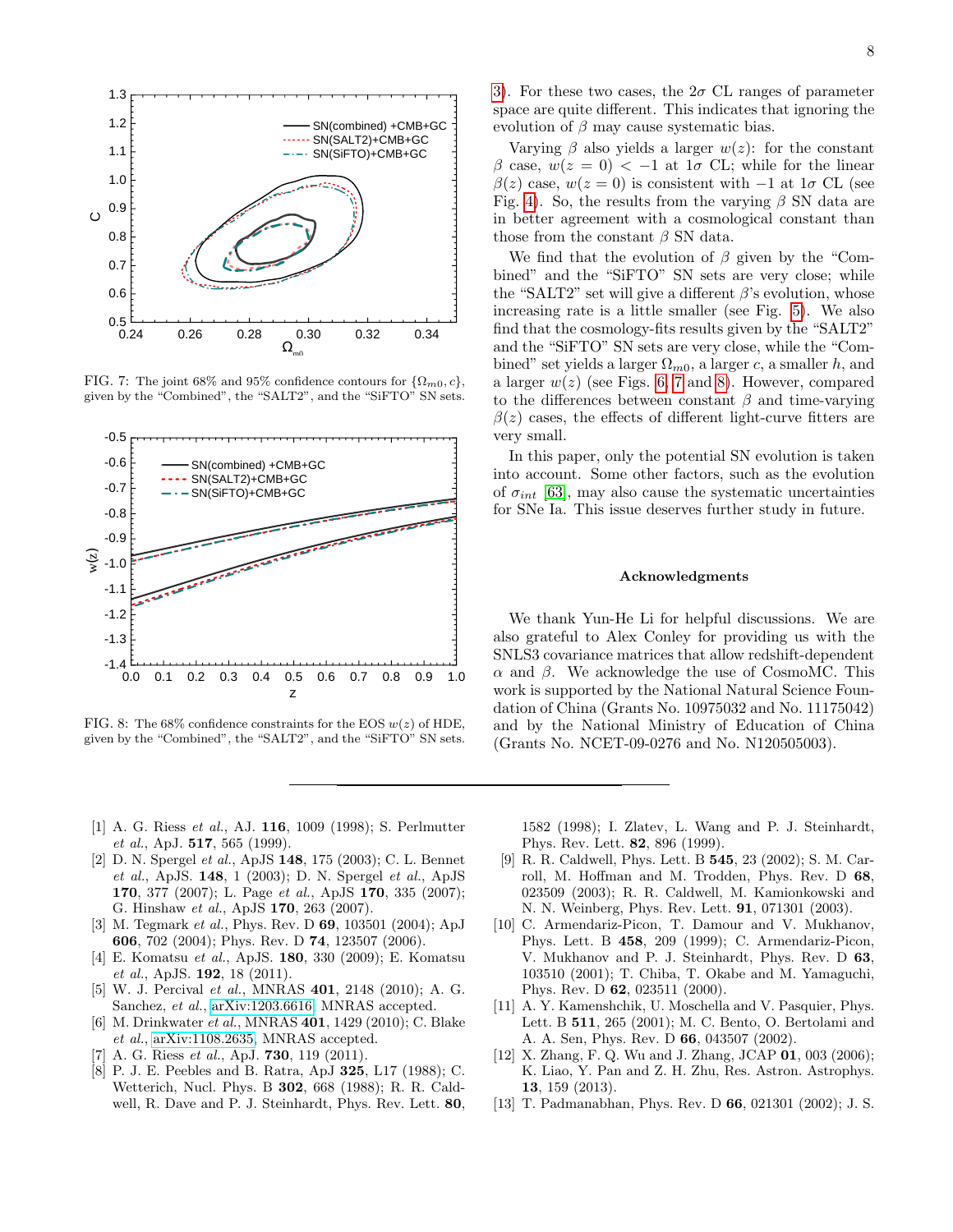FIG. 7: The joint 68% and 95% confidence contours for $\{\Omega_{m0}, c\}$, given by the "Combined", the "SALT2", and the "SiFTO" SN sets.

FIG. 8: The 68% confidence constraints for the EOS $w(z)$ of HDE, given by the "Combined", the "SALT2", and the "SiFTO" SN sets.

3). For these two cases, the $2\sigma$ CL ranges of parameter space are quite different. This indicates that ignoring the evolution of $\beta$ may cause systematic bias.

Varying $\beta$ also yields a larger $w(z)$: for the constant $\beta$ case, $w(z = 0) < -1$ at $1\sigma$ CL; while for the linear $\beta(z)$ case, $w(z = 0)$ is consistent with $-1$ at $1\sigma$ CL (see Fig. 4). So, the results from the varying $\beta$ SN data are in better agreement with a cosmological constant than those from the constant $\beta$ SN data.

We find that the evolution of $\beta$ given by the "Combined" and the "SiFTO" SN sets are very close; while the "SALT2" set will give a different $\beta$'s evolution, whose increasing rate is a little smaller (see Fig. 5). We also find that the cosmology-fits results given by the "SALT2" and the "SiFTO" SN sets are very close, while the "Combined" set yields a larger $\Omega_{m0}$, a larger $c$, a smaller $h$, and a larger $w(z)$ (see Figs. 6, 7 and 8). However, compared to the differences between constant $\beta$ and time-varying $\beta(z)$ cases, the effects of different light-curve fitters are very small.

In this paper, only the potential SN evolution is taken into account. Some other factors, such as the evolution of $\sigma_{int}$ [63], may also cause the systematic uncertainties for SNe Ia. This issue deserves further study in future.

## Acknowledgments

We thank Yun-He Li for helpful discussions. We are also grateful to Alex Conley for providing us with the SNLS3 covariance matrices that allow redshift-dependent $\alpha$ and $\beta$. We acknowledge the use of CosmoMC. This work is supported by the National Natural Science Foundation of China (Grants No. 10975032 and No. 11175042) and by the National Ministry of Education of China (Grants No. NCET-09-0276 and No. N120505003).

---

[1] A. G. Riess *et al.*, AJ. **116**, 1009 (1998); S. Perlmutter *et al.*, ApJ. **517**, 565 (1999).

[2] D. N. Spergel *et al.*, ApJS **148**, 175 (2003); C. L. Bennet *et al.*, ApJS. **148**, 1 (2003); D. N. Spergel *et al.*, ApJS **170**, 377 (2007); L. Page *et al.*, ApJS **170**, 335 (2007); G. Hinshaw *et al.*, ApJS **170**, 263 (2007).

[3] M. Tegmark *et al.*, Phys. Rev. D **69**, 103501 (2004); ApJ **606**, 702 (2004); Phys. Rev. D **74**, 123507 (2006).

[4] E. Komatsu *et al.*, ApJS. **180**, 330 (2009); E. Komatsu *et al.*, ApJS. **192**, 18 (2011).

[5] W. J. Percival *et al.*, MNRAS **401**, 2148 (2010); A. G. Sanchez, *et al.*, arXiv:1203.6616, MNRAS accepted.

[6] M. Drinkwater *et al.*, MNRAS **401**, 1429 (2010); C. Blake *et al.*, arXiv:1108.2635, MNRAS accepted.

[7] A. G. Riess *et al.*, ApJ. **730**, 119 (2011).

[8] P. J. E. Peebles and B. Ratra, ApJ **325**, L17 (1988); C. Wetterich, Nucl. Phys. B **302**, 668 (1988); R. R. Caldwell, R. Dave and P. J. Steinhardt, Phys. Rev. Lett. **80**, 1582 (1998); I. Zlatev, L. Wang and P. J. Steinhardt, Phys. Rev. Lett. **82**, 896 (1999).

[9] R. R. Caldwell, Phys. Lett. B **545**, 23 (2002); S. M. Carroll, M. Hoffman and M. Trodden, Phys. Rev. D **68**, 023509 (2003); R. R. Caldwell, M. Kamionkowski and N. N. Weinberg, Phys. Rev. Lett. **91**, 071301 (2003).

[10] C. Armendariz-Picon, T. Damour and V. Mukhanov, Phys. Lett. B **458**, 209 (1999); C. Armendariz-Picon, V. Mukhanov and P. J. Steinhardt, Phys. Rev. D **63**, 103510 (2001); T. Chiba, T. Okabe and M. Yamaguchi, Phys. Rev. D **62**, 023511 (2000).

[11] A. Y. Kamenshchik, U. Moschella and V. Pasquier, Phys. Lett. B **511**, 265 (2001); M. C. Bento, O. Bertolami and A. A. Sen, Phys. Rev. D **66**, 043507 (2002).

[12] X. Zhang, F. Q. Wu and J. Zhang, JCAP **01**, 003 (2006); K. Liao, Y. Pan and Z. H. Zhu, Res. Astron. Astrophys. **13**, 159 (2013).

[13] T. Padmanabhan, Phys. Rev. D **66**, 021301 (2002); J. S.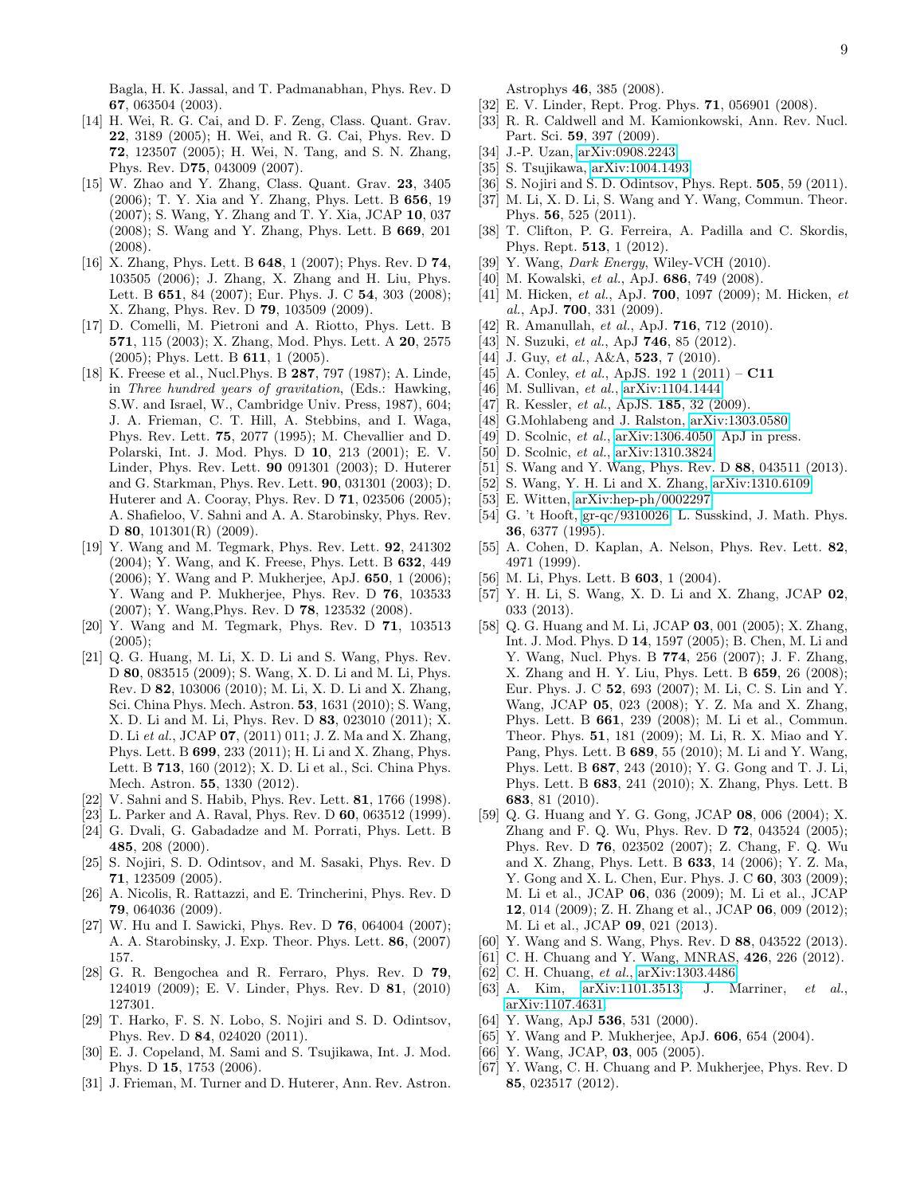Bagla, H. K. Jassal, and T. Padmanabhan, Phys. Rev. D **67**, 063504 (2003).

[14] H. Wei, R. G. Cai, and D. F. Zeng, Class. Quant. Grav. **22**, 3189 (2005); H. Wei, and R. G. Cai, Phys. Rev. D **72**, 123507 (2005); H. Wei, N. Tang, and S. N. Zhang, Phys. Rev. D**75**, 043009 (2007).

[15] W. Zhao and Y. Zhang, Class. Quant. Grav. **23**, 3405 (2006); T. Y. Xia and Y. Zhang, Phys. Lett. B **656**, 19 (2007); S. Wang, Y. Zhang and T. Y. Xia, JCAP **10**, 037 (2008); S. Wang and Y. Zhang, Phys. Lett. B **669**, 201 (2008).

[16] X. Zhang, Phys. Lett. B **648**, 1 (2007); Phys. Rev. D **74**, 103505 (2006); J. Zhang, X. Zhang and H. Liu, Phys. Lett. B **651**, 84 (2007); Eur. Phys. J. C **54**, 303 (2008); X. Zhang, Phys. Rev. D **79**, 103509 (2009).

[17] D. Comelli, M. Pietroni and A. Riotto, Phys. Lett. B **571**, 115 (2003); X. Zhang, Mod. Phys. Lett. A **20**, 2575 (2005); Phys. Lett. B **611**, 1 (2005).

[18] K. Freese et al., Nucl.Phys. B **287**, 797 (1987); A. Linde, in *Three hundred years of gravitation*, (Eds.: Hawking, S.W. and Israel, W., Cambridge Univ. Press, 1987), 604; J. A. Frieman, C. T. Hill, A. Stebbins, and I. Waga, Phys. Rev. Lett. **75**, 2077 (1995); M. Chevallier and D. Polarski, Int. J. Mod. Phys. D **10**, 213 (2001); E. V. Linder, Phys. Rev. Lett. **90** 091301 (2003); D. Huterer and G. Starkman, Phys. Rev. Lett. **90**, 031301 (2003); D. Huterer and A. Cooray, Phys. Rev. D **71**, 023506 (2005); A. Shafieloo, V. Sahni and A. A. Starobinsky, Phys. Rev. D **80**, 101301(R) (2009).

[19] Y. Wang and M. Tegmark, Phys. Rev. Lett. **92**, 241302 (2004); Y. Wang, and K. Freese, Phys. Lett. B **632**, 449 (2006); Y. Wang and P. Mukherjee, ApJ. **650**, 1 (2006); Y. Wang and P. Mukherjee, Phys. Rev. D **76**, 103533 (2007); Y. Wang,Phys. Rev. D **78**, 123532 (2008).

[20] Y. Wang and M. Tegmark, Phys. Rev. D **71**, 103513 (2005);

[21] Q. G. Huang, M. Li, X. D. Li and S. Wang, Phys. Rev. D **80**, 083515 (2009); S. Wang, X. D. Li and M. Li, Phys. Rev. D **82**, 103006 (2010); M. Li, X. D. Li and X. Zhang, Sci. China Phys. Mech. Astron. **53**, 1631 (2010); S. Wang, X. D. Li and M. Li, Phys. Rev. D **83**, 023010 (2011); X. D. Li *et al.*, JCAP **07**, (2011) 011; J. Z. Ma and X. Zhang, Phys. Lett. B **699**, 233 (2011); H. Li and X. Zhang, Phys. Lett. B **713**, 160 (2012); X. D. Li et al., Sci. China Phys. Mech. Astron. **55**, 1330 (2012).

[22] V. Sahni and S. Habib, Phys. Rev. Lett. **81**, 1766 (1998).

[23] L. Parker and A. Raval, Phys. Rev. D **60**, 063512 (1999).

[24] G. Dvali, G. Gabadadze and M. Porrati, Phys. Lett. B **485**, 208 (2000).

[25] S. Nojiri, S. D. Odintsov, and M. Sasaki, Phys. Rev. D **71**, 123509 (2005).

[26] A. Nicolis, R. Rattazzi, and E. Trincherini, Phys. Rev. D **79**, 064036 (2009).

[27] W. Hu and I. Sawicki, Phys. Rev. D **76**, 064004 (2007); A. A. Starobinsky, J. Exp. Theor. Phys. Lett. **86**, (2007) 157.

[28] G. R. Bengochea and R. Ferraro, Phys. Rev. D **79**, 124019 (2009); E. V. Linder, Phys. Rev. D **81**, (2010) 127301.

[29] T. Harko, F. S. N. Lobo, S. Nojiri and S. D. Odintsov, Phys. Rev. D **84**, 024020 (2011).

[30] E. J. Copeland, M. Sami and S. Tsujikawa, Int. J. Mod. Phys. D **15**, 1753 (2006).

[31] J. Frieman, M. Turner and D. Huterer, Ann. Rev. Astron. Astrophys **46**, 385 (2008).

[32] E. V. Linder, Rept. Prog. Phys. **71**, 056901 (2008).

[33] R. R. Caldwell and M. Kamionkowski, Ann. Rev. Nucl. Part. Sci. **59**, 397 (2009).

[34] J.-P. Uzan, arXiv:0908.2243.

[35] S. Tsujikawa, arXiv:1004.1493.

[36] S. Nojiri and S. D. Odintsov, Phys. Rept. **505**, 59 (2011).

[37] M. Li, X. D. Li, S. Wang and Y. Wang, Commun. Theor. Phys. **56**, 525 (2011).

[38] T. Clifton, P. G. Ferreira, A. Padilla and C. Skordis, Phys. Rept. **513**, 1 (2012).

[39] Y. Wang, *Dark Energy*, Wiley-VCH (2010).

[40] M. Kowalski, *et al.*, ApJ. **686**, 749 (2008).

[41] M. Hicken, *et al.*, ApJ. **700**, 1097 (2009); M. Hicken, *et al.*, ApJ. **700**, 331 (2009).

[42] R. Amanullah, *et al.*, ApJ. **716**, 712 (2010).

[43] N. Suzuki, *et al.*, ApJ **746**, 85 (2012).

[44] J. Guy, *et al.*, A&A, **523**, 7 (2010).

[45] A. Conley, *et al.*, ApJS. 192 1 (2011) – **C11**

[46] M. Sullivan, *et al.*, arXiv:1104.1444.

[47] R. Kessler, *et al.*, ApJS. **185**, 32 (2009).

[48] G.Mohlabeng and J. Ralston, arXiv:1303.0580.

[49] D. Scolnic, *et al.*, arXiv:1306.4050, ApJ in press.

[50] D. Scolnic, *et al.*, arXiv:1310.3824.

[51] S. Wang and Y. Wang, Phys. Rev. D **88**, 043511 (2013).

[52] S. Wang, Y. H. Li and X. Zhang, arXiv:1310.6109.

[53] E. Witten, arXiv:hep-ph/0002297.

[54] G. 't Hooft, gr-qc/9310026; L. Susskind, J. Math. Phys. **36**, 6377 (1995).

[55] A. Cohen, D. Kaplan, A. Nelson, Phys. Rev. Lett. **82**, 4971 (1999).

[56] M. Li, Phys. Lett. B **603**, 1 (2004).

[57] Y. H. Li, S. Wang, X. D. Li and X. Zhang, JCAP **02**, 033 (2013).

[58] Q. G. Huang and M. Li, JCAP **03**, 001 (2005); X. Zhang, Int. J. Mod. Phys. D **14**, 1597 (2005); B. Chen, M. Li and Y. Wang, Nucl. Phys. B **774**, 256 (2007); J. F. Zhang, X. Zhang and H. Y. Liu, Phys. Lett. B **659**, 26 (2008); Eur. Phys. J. C **52**, 693 (2007); M. Li, C. S. Lin and Y. Wang, JCAP **05**, 023 (2008); Y. Z. Ma and X. Zhang, Phys. Lett. B **661**, 239 (2008); M. Li et al., Commun. Theor. Phys. **51**, 181 (2009); M. Li, R. X. Miao and Y. Pang, Phys. Lett. B **689**, 55 (2010); M. Li and Y. Wang, Phys. Lett. B **687**, 243 (2010); Y. G. Gong and T. J. Li, Phys. Lett. B **683**, 241 (2010); X. Zhang, Phys. Lett. B **683**, 81 (2010).

[59] Q. G. Huang and Y. G. Gong, JCAP **08**, 006 (2004); X. Zhang and F. Q. Wu, Phys. Rev. D **72**, 043524 (2005); Phys. Rev. D **76**, 023502 (2007); Z. Chang, F. Q. Wu and X. Zhang, Phys. Lett. B **633**, 14 (2006); Y. Z. Ma, Y. Gong and X. L. Chen, Eur. Phys. J. C **60**, 303 (2009); M. Li et al., JCAP **06**, 036 (2009); M. Li et al., JCAP **12**, 014 (2009); Z. H. Zhang et al., JCAP **06**, 009 (2012); M. Li et al., JCAP **09**, 021 (2013).

[60] Y. Wang and S. Wang, Phys. Rev. D **88**, 043522 (2013).

[61] C. H. Chuang and Y. Wang, MNRAS, **426**, 226 (2012).

[62] C. H. Chuang, *et al.*, arXiv:1303.4486.

[63] A. Kim, arXiv:1101.3513; J. Marriner, *et al.*, arXiv:1107.4631.

[64] Y. Wang, ApJ **536**, 531 (2000).

[65] Y. Wang and P. Mukherjee, ApJ. **606**, 654 (2004).

[66] Y. Wang, JCAP, **03**, 005 (2005).

[67] Y. Wang, C. H. Chuang and P. Mukherjee, Phys. Rev. D **85**, 023517 (2012).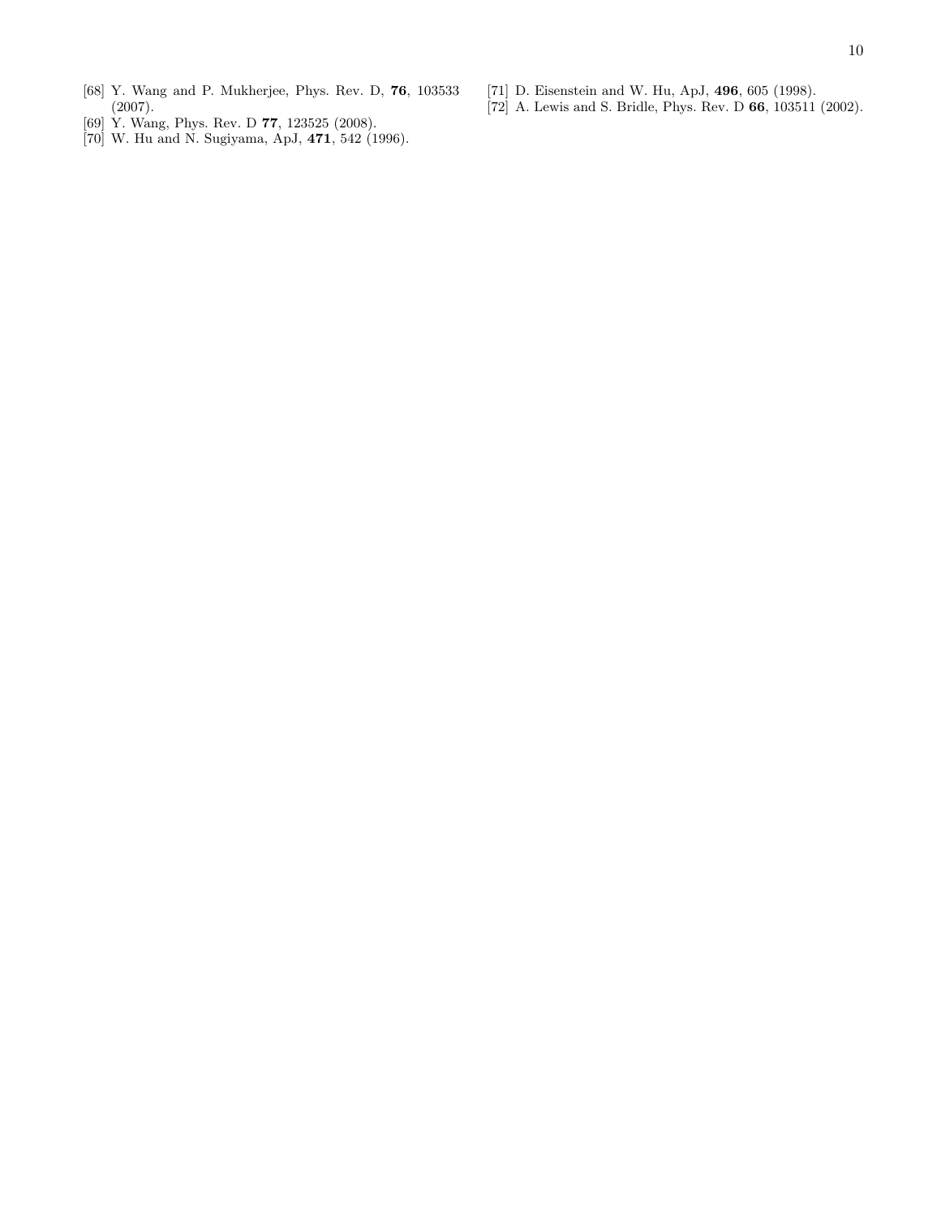[68] Y. Wang and P. Mukherjee, Phys. Rev. D, **76**, 103533 (2007).

[69] Y. Wang, Phys. Rev. D **77**, 123525 (2008).

[70] W. Hu and N. Sugiyama, ApJ, **471**, 542 (1996).

[71] D. Eisenstein and W. Hu, ApJ, **496**, 605 (1998).

[72] A. Lewis and S. Bridle, Phys. Rev. D **66**, 103511 (2002).